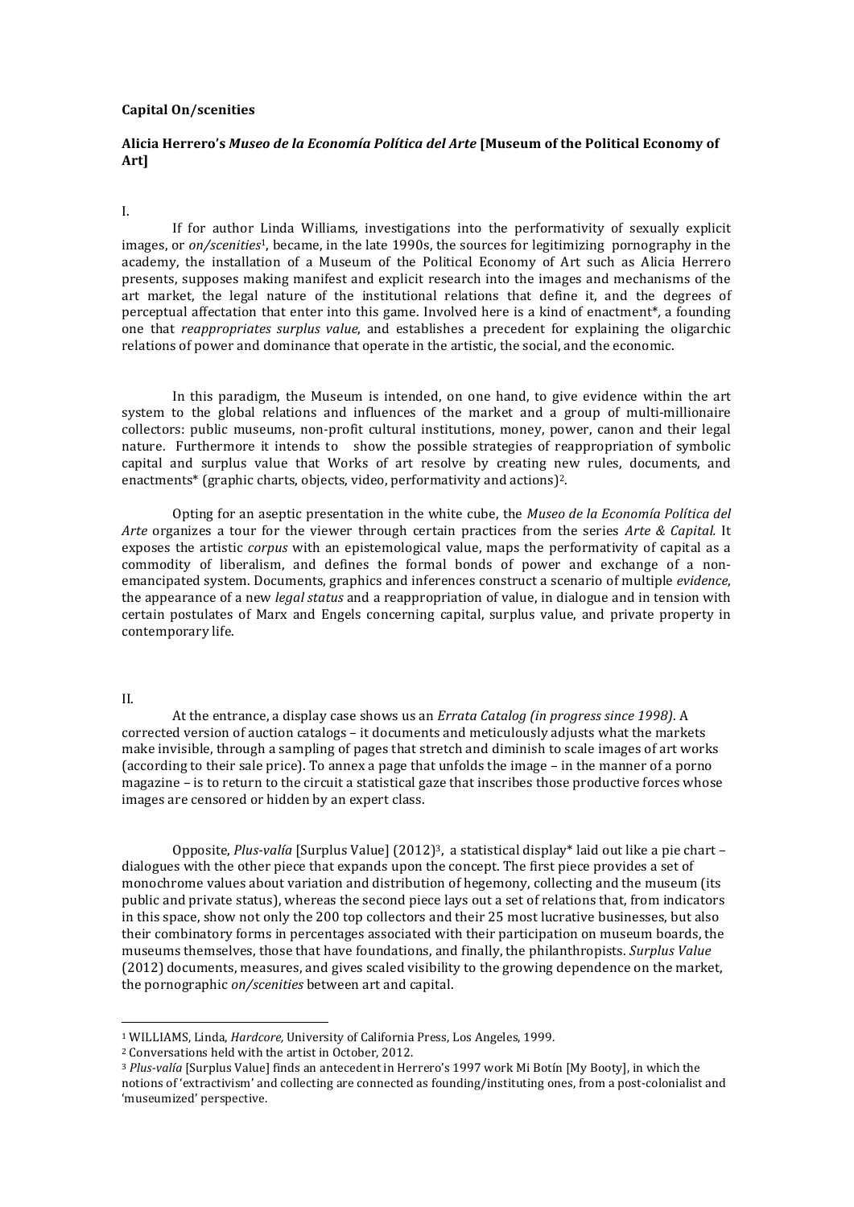**Capital On/scenities**

**Alicia Herrero's *Museo de la Economía Política del Arte* [Museum of the Political Economy of Art]**

I.

If for author Linda Williams, investigations into the performativity of sexually explicit images, or *on/scenities*[1], became, in the late 1990s, the sources for legitimizing pornography in the academy, the installation of a Museum of the Political Economy of Art such as Alicia Herrero presents, supposes making manifest and explicit research into the images and mechanisms of the art market, the legal nature of the institutional relations that define it, and the degrees of perceptual affectation that enter into this game. Involved here is a kind of enactment*, a founding one that *reappropriates surplus value*, and establishes a precedent for explaining the oligarchic relations of power and dominance that operate in the artistic, the social, and the economic.

In this paradigm, the Museum is intended, on one hand, to give evidence within the art system to the global relations and influences of the market and a group of multi-millionaire collectors: public museums, non-profit cultural institutions, money, power, canon and their legal nature. Furthermore it intends to show the possible strategies of reappropriation of symbolic capital and surplus value that Works of art resolve by creating new rules, documents, and enactments* (graphic charts, objects, video, performativity and actions)[2].

Opting for an aseptic presentation in the white cube, the *Museo de la Economía Política del Arte* organizes a tour for the viewer through certain practices from the series *Arte & Capital.* It exposes the artistic *corpus* with an epistemological value, maps the performativity of capital as a commodity of liberalism, and defines the formal bonds of power and exchange of a non-emancipated system. Documents, graphics and inferences construct a scenario of multiple *evidence*, the appearance of a new *legal status* and a reappropriation of value, in dialogue and in tension with certain postulates of Marx and Engels concerning capital, surplus value, and private property in contemporary life.

II.

At the entrance, a display case shows us an *Errata Catalog (in progress since 1998)*. A corrected version of auction catalogs – it documents and meticulously adjusts what the markets make invisible, through a sampling of pages that stretch and diminish to scale images of art works (according to their sale price). To annex a page that unfolds the image – in the manner of a porno magazine – is to return to the circuit a statistical gaze that inscribes those productive forces whose images are censored or hidden by an expert class.

Opposite, *Plus-valía* [Surplus Value] (2012)[3], a statistical display* laid out like a pie chart – dialogues with the other piece that expands upon the concept. The first piece provides a set of monochrome values about variation and distribution of hegemony, collecting and the museum (its public and private status), whereas the second piece lays out a set of relations that, from indicators in this space, show not only the 200 top collectors and their 25 most lucrative businesses, but also their combinatory forms in percentages associated with their participation on museum boards, the museums themselves, those that have foundations, and finally, the philanthropists. *Surplus Value* (2012) documents, measures, and gives scaled visibility to the growing dependence on the market, the pornographic *on/scenities* between art and capital.

---

[1] WILLIAMS, Linda, *Hardcore*, University of California Press, Los Angeles, 1999.

[2] Conversations held with the artist in October, 2012.

[3] *Plus-valía* [Surplus Value] finds an antecedent in Herrero's 1997 work Mi Botín [My Booty], in which the notions of 'extractivism' and collecting are connected as founding/instituting ones, from a post-colonialist and 'museumized' perspective.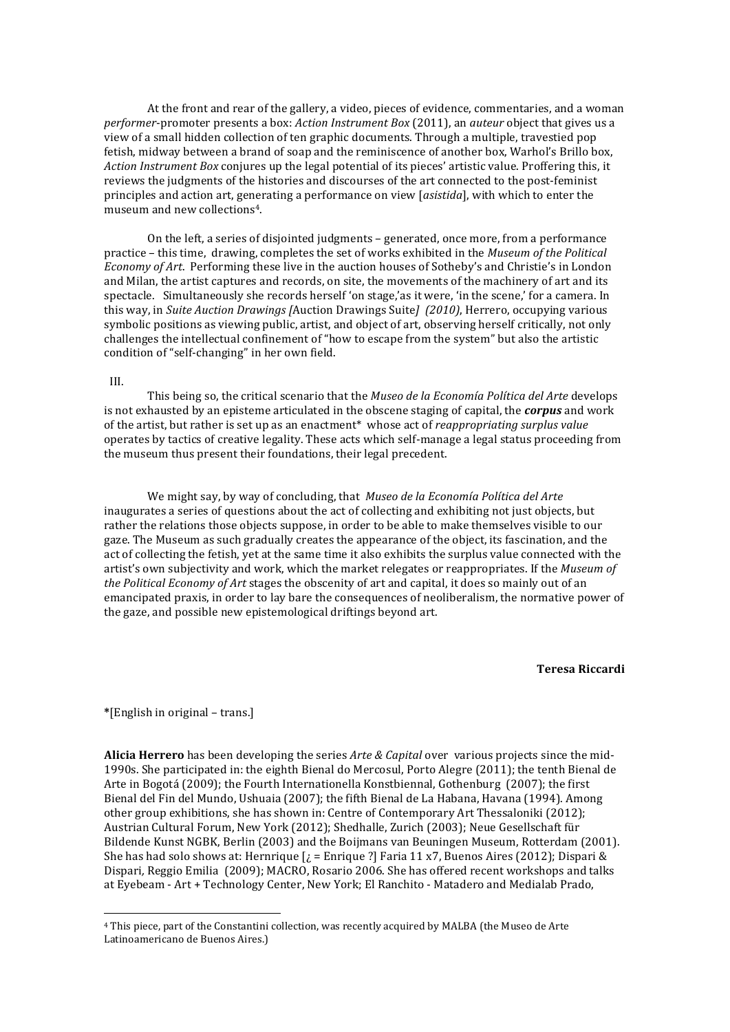At the front and rear of the gallery, a video, pieces of evidence, commentaries, and a woman *performer*-promoter presents a box: *Action Instrument Box* (2011), an *auteur* object that gives us a view of a small hidden collection of ten graphic documents. Through a multiple, travestied pop fetish, midway between a brand of soap and the reminiscence of another box, Warhol's Brillo box, *Action Instrument Box* conjures up the legal potential of its pieces' artistic value. Proffering this, it reviews the judgments of the histories and discourses of the art connected to the post-feminist principles and action art, generating a performance on view [*asistida*], with which to enter the museum and new collections[4].

On the left, a series of disjointed judgments – generated, once more, from a performance practice – this time, drawing, completes the set of works exhibited in the *Museum of the Political Economy of Art*. Performing these live in the auction houses of Sotheby's and Christie's in London and Milan, the artist captures and records, on site, the movements of the machinery of art and its spectacle. Simultaneously she records herself 'on stage,'as it were, 'in the scene,' for a camera. In this way, in *Suite Auction Drawings [*Auction Drawings Suite*] (2010)*, Herrero, occupying various symbolic positions as viewing public, artist, and object of art, observing herself critically, not only challenges the intellectual confinement of "how to escape from the system" but also the artistic condition of "self-changing" in her own field.

III.

This being so, the critical scenario that the *Museo de la Economía Política del Arte* develops is not exhausted by an episteme articulated in the obscene staging of capital, the ***corpus*** and work of the artist, but rather is set up as an enactment* whose act of *reappropriating surplus value* operates by tactics of creative legality. These acts which self-manage a legal status proceeding from the museum thus present their foundations, their legal precedent.

We might say, by way of concluding, that *Museo de la Economía Política del Arte* inaugurates a series of questions about the act of collecting and exhibiting not just objects, but rather the relations those objects suppose, in order to be able to make themselves visible to our gaze. The Museum as such gradually creates the appearance of the object, its fascination, and the act of collecting the fetish, yet at the same time it also exhibits the surplus value connected with the artist's own subjectivity and work, which the market relegates or reappropriates. If the *Museum of the Political Economy of Art* stages the obscenity of art and capital, it does so mainly out of an emancipated praxis, in order to lay bare the consequences of neoliberalism, the normative power of the gaze, and possible new epistemological driftings beyond art.

**Teresa Riccardi**

*[English in original – trans.]

**Alicia Herrero** has been developing the series *Arte & Capital* over various projects since the mid-1990s. She participated in: the eighth Bienal do Mercosul, Porto Alegre (2011); the tenth Bienal de Arte in Bogotá (2009); the Fourth Internationella Konstbiennal, Gothenburg (2007); the first Bienal del Fin del Mundo, Ushuaia (2007); the fifth Bienal de La Habana, Havana (1994). Among other group exhibitions, she has shown in: Centre of Contemporary Art Thessaloniki (2012); Austrian Cultural Forum, New York (2012); Shedhalle, Zurich (2003); Neue Gesellschaft für Bildende Kunst NGBK, Berlin (2003) and the Boijmans van Beuningen Museum, Rotterdam (2001). She has had solo shows at: Hernrique [¿ = Enrique ?] Faria 11 x7, Buenos Aires (2012); Dispari & Dispari, Reggio Emilia (2009); MACRO, Rosario 2006. She has offered recent workshops and talks at Eyebeam - Art + Technology Center, New York; El Ranchito - Matadero and Medialab Prado,

[4] This piece, part of the Constantini collection, was recently acquired by MALBA (the Museo de Arte Latinoamericano de Buenos Aires.)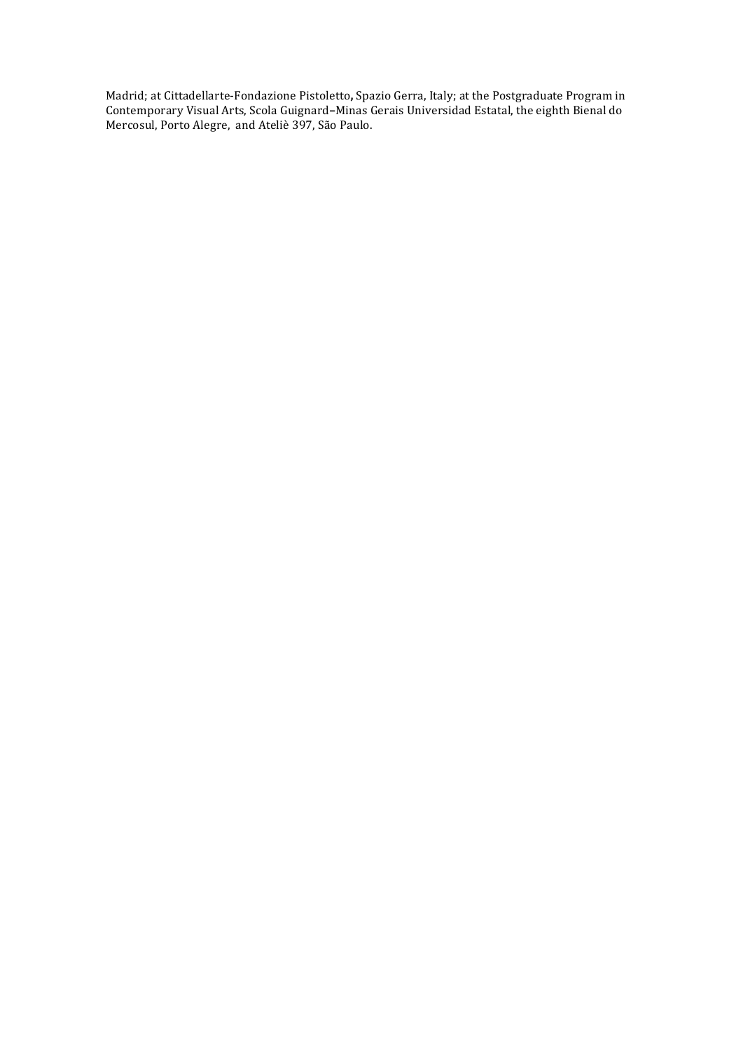Madrid; at Cittadellarte-Fondazione Pistoletto**,** Spazio Gerra, Italy; at the Postgraduate Program in Contemporary Visual Arts, Scola Guignard–Minas Gerais Universidad Estatal, the eighth Bienal do Mercosul, Porto Alegre, and Ateliè 397, São Paulo.